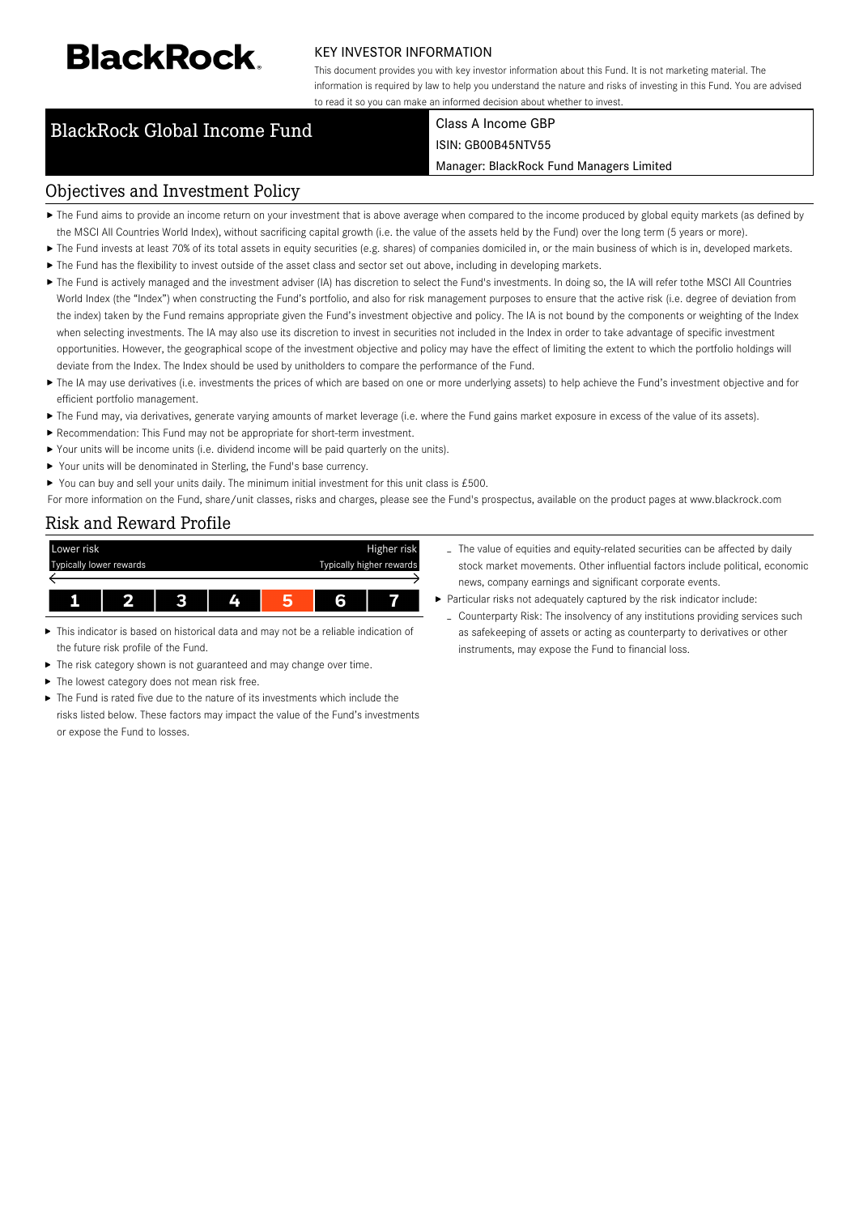BlackRock.

KEY INVESTOR INFORMATION

This document provides you with key investor information about this Fund. It is not marketing material. The information is required by law to help you understand the nature and risks of investing in this Fund. You are advised to read it so you can make an informed decision about whether to invest.

# BlackRock Global Income Fund

Class A Income GBP

ISIN: GB00B45NTV55

Manager: BlackRock Fund Managers Limited

## Objectives and Investment Policy

- The Fund aims to provide an income return on your investment that is above average when compared to the income produced by global equity markets (as defined by the MSCI All Countries World Index), without sacrificing capital growth (i.e. the value of the assets held by the Fund) over the long term (5 years or more).
- The Fund invests at least 70% of its total assets in equity securities (e.g. shares) of companies domiciled in, or the main business of which is in, developed markets.
- The Fund has the flexibility to invest outside of the asset class and sector set out above, including in developing markets.
- The Fund is actively managed and the investment adviser (IA) has discretion to select the Fund's investments. In doing so, the IA will refer tothe MSCI All Countries World Index (the "Index") when constructing the Fund's portfolio, and also for risk management purposes to ensure that the active risk (i.e. degree of deviation from the index) taken by the Fund remains appropriate given the Fund's investment objective and policy. The IA is not bound by the components or weighting of the Index when selecting investments. The IA may also use its discretion to invest in securities not included in the Index in order to take advantage of specific investment opportunities. However, the geographical scope of the investment objective and policy may have the effect of limiting the extent to which the portfolio holdings will deviate from the Index. The Index should be used by unitholders to compare the performance of the Fund.
- The IA may use derivatives (i.e. investments the prices of which are based on one or more underlying assets) to help achieve the Fund's investment objective and for efficient portfolio management.
- The Fund may, via derivatives, generate varying amounts of market leverage (i.e. where the Fund gains market exposure in excess of the value of its assets).
- Recommendation: This Fund may not be appropriate for short-term investment.
- Your units will be income units (i.e. dividend income will be paid quarterly on the units).
- Your units will be denominated in Sterling, the Fund's base currency.
- You can buy and sell your units daily. The minimum initial investment for this unit class is £500.

For more information on the Fund, share/unit classes, risks and charges, please see the Fund's prospectus, available on the product pages at www.blackrock.com

## Risk and Reward Profile

| Lower risk | | | | | | Higher risk |
|---|---|---|---|---|---|---|
| Typically lower rewards | | | | | | Typically higher rewards |
| 1 | 2 | 3 | 4 | **5** | 6 | 7 |

- This indicator is based on historical data and may not be a reliable indication of the future risk profile of the Fund.
- The risk category shown is not guaranteed and may change over time.
- The lowest category does not mean risk free.
- The Fund is rated five due to the nature of its investments which include the risks listed below. These factors may impact the value of the Fund's investments or expose the Fund to losses.
  - The value of equities and equity-related securities can be affected by daily stock market movements. Other influential factors include political, economic news, company earnings and significant corporate events.
- Particular risks not adequately captured by the risk indicator include:
  - Counterparty Risk: The insolvency of any institutions providing services such as safekeeping of assets or acting as counterparty to derivatives or other instruments, may expose the Fund to financial loss.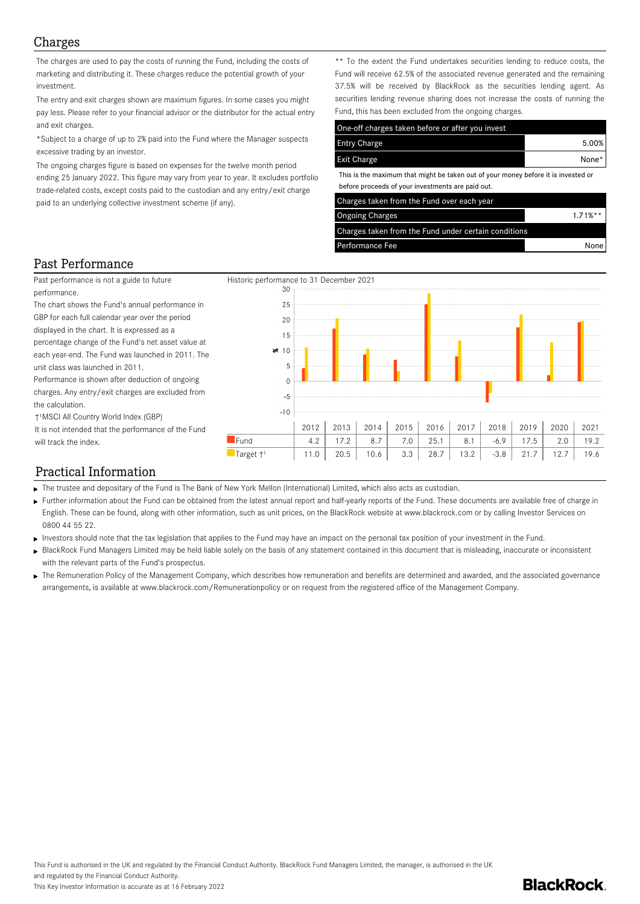## Charges

The charges are used to pay the costs of running the Fund, including the costs of marketing and distributing it. These charges reduce the potential growth of your investment.

The entry and exit charges shown are maximum figures. In some cases you might pay less. Please refer to your financial advisor or the distributor for the actual entry and exit charges.

*Subject to a charge of up to 2% paid into the Fund where the Manager suspects excessive trading by an investor.

The ongoing charges figure is based on expenses for the twelve month period ending 25 January 2022. This figure may vary from year to year. It excludes portfolio trade-related costs, except costs paid to the custodian and any entry/exit charge paid to an underlying collective investment scheme (if any).

** To the extent the Fund undertakes securities lending to reduce costs, the Fund will receive 62.5% of the associated revenue generated and the remaining 37.5% will be received by BlackRock as the securities lending agent. As securities lending revenue sharing does not increase the costs of running the Fund, this has been excluded from the ongoing charges.

| One-off charges taken before or after you invest | |
|---|---|
| Entry Charge | 5.00% |
| Exit Charge | None* |

This is the maximum that might be taken out of your money before it is invested or before proceeds of your investments are paid out.

| Charges taken from the Fund over each year | |
|---|---|
| Ongoing Charges | 1.71%** |

| Charges taken from the Fund under certain conditions | |
|---|---|
| Performance Fee | None |

## Past Performance

Past performance is not a guide to future performance.

The chart shows the Fund's annual performance in GBP for each full calendar year over the period displayed in the chart. It is expressed as a percentage change of the Fund's net asset value at each year-end. The Fund was launched in 2011. The unit class was launched in 2011.

Performance is shown after deduction of ongoing charges. Any entry/exit charges are excluded from the calculation.

†[1]MSCI All Country World Index (GBP)

It is not intended that the performance of the Fund will track the index.

Historic performance to 31 December 2021

%

30
25
20
15
10
5
0
-5
-10

| | 2012 | 2013 | 2014 | 2015 | 2016 | 2017 | 2018 | 2019 | 2020 | 2021 |
|---|---|---|---|---|---|---|---|---|---|---|
| Fund | 4.2 | 17.2 | 8.7 | 7.0 | 25.1 | 8.1 | -6.9 | 17.5 | 2.0 | 19.2 |
| Target †[1] | 11.0 | 20.5 | 10.6 | 3.3 | 28.7 | 13.2 | -3.8 | 21.7 | 12.7 | 19.6 |

## Practical Information

- The trustee and depositary of the Fund is The Bank of New York Mellon (International) Limited, which also acts as custodian.
- Further information about the Fund can be obtained from the latest annual report and half-yearly reports of the Fund. These documents are available free of charge in English. These can be found, along with other information, such as unit prices, on the BlackRock website at www.blackrock.com or by calling Investor Services on 0800 44 55 22.
- Investors should note that the tax legislation that applies to the Fund may have an impact on the personal tax position of your investment in the Fund.
- BlackRock Fund Managers Limited may be held liable solely on the basis of any statement contained in this document that is misleading, inaccurate or inconsistent with the relevant parts of the Fund's prospectus.
- The Remuneration Policy of the Management Company, which describes how remuneration and benefits are determined and awarded, and the associated governance arrangements, is available at www.blackrock.com/Remunerationpolicy or on request from the registered office of the Management Company.

This Fund is authorised in the UK and regulated by the Financial Conduct Authority. BlackRock Fund Managers Limited, the manager, is authorised in the UK and regulated by the Financial Conduct Authority.

This Key Investor Information is accurate as at 16 February 2022

BlackRock.